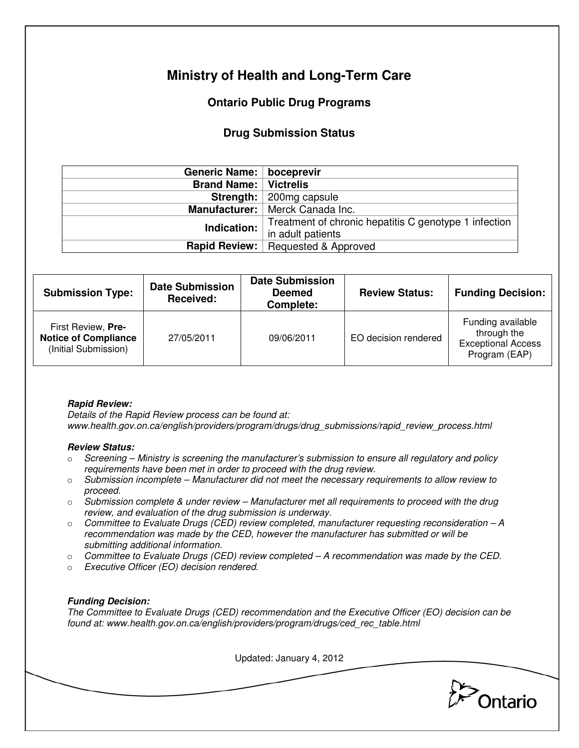# Ministry of Health and Long-Term Care

## Ontario Public Drug Programs

### Drug Submission Status

| | |
|---|---|
| **Generic Name:** | **boceprevir** |
| **Brand Name:** | **Victrelis** |
| **Strength:** | 200mg capsule |
| **Manufacturer:** | Merck Canada Inc. |
| **Indication:** | Treatment of chronic hepatitis C genotype 1 infection in adult patients |
| **Rapid Review:** | Requested & Approved |

| Submission Type: | Date Submission Received: | Date Submission Deemed Complete: | Review Status: | Funding Decision: |
|---|---|---|---|---|
| First Review, **Pre-Notice of Compliance** (Initial Submission) | 27/05/2011 | 09/06/2011 | EO decision rendered | Funding available through the Exceptional Access Program (EAP) |

***Rapid Review:***
*Details of the Rapid Review process can be found at: www.health.gov.on.ca/english/providers/program/drugs/drug_submissions/rapid_review_process.html*

***Review Status:***

- *Screening – Ministry is screening the manufacturer's submission to ensure all regulatory and policy requirements have been met in order to proceed with the drug review.*
- *Submission incomplete – Manufacturer did not meet the necessary requirements to allow review to proceed.*
- *Submission complete & under review – Manufacturer met all requirements to proceed with the drug review, and evaluation of the drug submission is underway.*
- *Committee to Evaluate Drugs (CED) review completed, manufacturer requesting reconsideration – A recommendation was made by the CED, however the manufacturer has submitted or will be submitting additional information.*
- *Committee to Evaluate Drugs (CED) review completed – A recommendation was made by the CED.*
- *Executive Officer (EO) decision rendered.*

***Funding Decision:***
*The Committee to Evaluate Drugs (CED) recommendation and the Executive Officer (EO) decision can be found at: www.health.gov.on.ca/english/providers/program/drugs/ced_rec_table.html*

Updated: January 4, 2012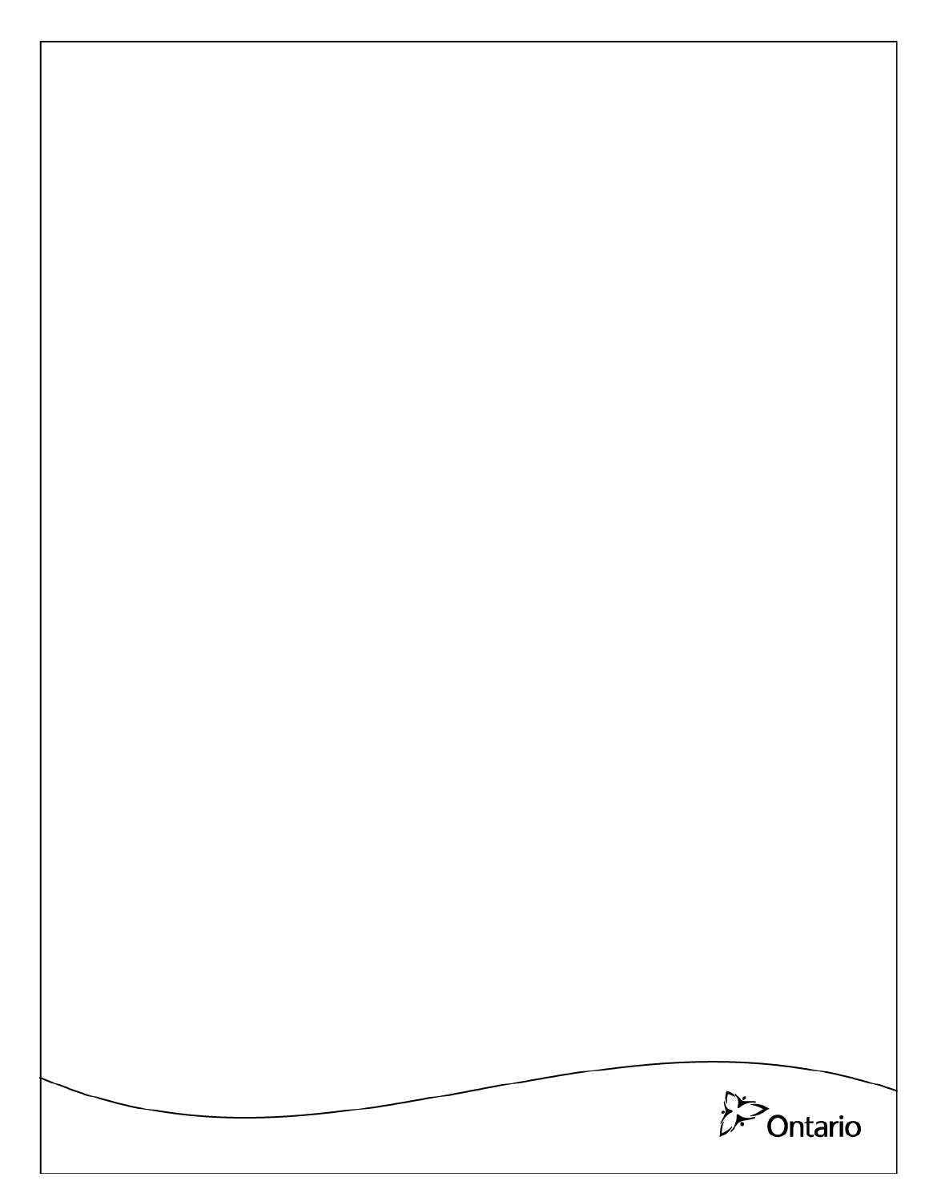Ontario